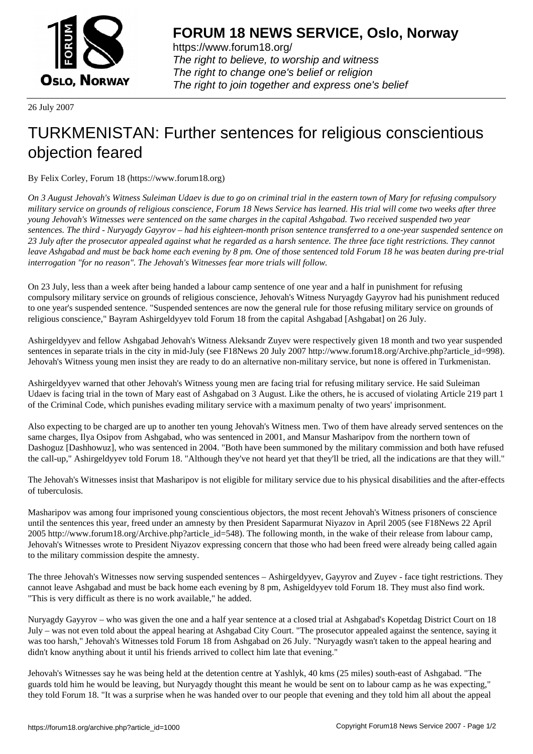26 July 2007

# TURKMENISTAN: Further sentences for religious conscientious objection feared

By Felix Corley, Forum 18 (https://www.forum18.org)

*On 3 August Jehovah's Witness Suleiman Udaev is due to go on criminal trial in the eastern town of Mary for refusing compulsory military service on grounds of religious conscience, Forum 18 News Service has learned. His trial will come two weeks after three young Jehovah's Witnesses were sentenced on the same charges in the capital Ashgabad. Two received suspended two year sentences. The third - Nuryagdy Gayyrov – had his eighteen-month prison sentence transferred to a one-year suspended sentence on 23 July after the prosecutor appealed against what he regarded as a harsh sentence. The three face tight restrictions. They cannot leave Ashgabad and must be back home each evening by 8 pm. One of those sentenced told Forum 18 he was beaten during pre-trial interrogation "for no reason". The Jehovah's Witnesses fear more trials will follow.*

On 23 July, less than a week after being handed a labour camp sentence of one year and a half in punishment for refusing compulsory military service on grounds of religious conscience, Jehovah's Witness Nuryagdy Gayyrov had his punishment reduced to one year's suspended sentence. "Suspended sentences are now the general rule for those refusing military service on grounds of religious conscience," Bayram Ashirgeldyyev told Forum 18 from the capital Ashgabad [Ashgabat] on 26 July.

Ashirgeldyyev and fellow Ashgabad Jehovah's Witness Aleksandr Zuyev were respectively given 18 month and two year suspended sentences in separate trials in the city in mid-July (see F18News 20 July 2007 http://www.forum18.org/Archive.php?article_id=998). Jehovah's Witness young men insist they are ready to do an alternative non-military service, but none is offered in Turkmenistan.

Ashirgeldyyev warned that other Jehovah's Witness young men are facing trial for refusing military service. He said Suleiman Udaev is facing trial in the town of Mary east of Ashgabad on 3 August. Like the others, he is accused of violating Article 219 part 1 of the Criminal Code, which punishes evading military service with a maximum penalty of two years' imprisonment.

Also expecting to be charged are up to another ten young Jehovah's Witness men. Two of them have already served sentences on the same charges, Ilya Osipov from Ashgabad, who was sentenced in 2001, and Mansur Masharipov from the northern town of Dashoguz [Dashhowuz], who was sentenced in 2004. "Both have been summoned by the military commission and both have refused the call-up," Ashirgeldyyev told Forum 18. "Although they've not heard yet that they'll be tried, all the indications are that they will."

The Jehovah's Witnesses insist that Masharipov is not eligible for military service due to his physical disabilities and the after-effects of tuberculosis.

Masharipov was among four imprisoned young conscientious objectors, the most recent Jehovah's Witness prisoners of conscience until the sentences this year, freed under an amnesty by then President Saparmurat Niyazov in April 2005 (see F18News 22 April 2005 http://www.forum18.org/Archive.php?article_id=548). The following month, in the wake of their release from labour camp, Jehovah's Witnesses wrote to President Niyazov expressing concern that those who had been freed were already being called again to the military commission despite the amnesty.

The three Jehovah's Witnesses now serving suspended sentences – Ashirgeldyyev, Gayyrov and Zuyev - face tight restrictions. They cannot leave Ashgabad and must be back home each evening by 8 pm, Ashigeldyyev told Forum 18. They must also find work. "This is very difficult as there is no work available," he added.

Nuryagdy Gayyrov – who was given the one and a half year sentence at a closed trial at Ashgabad's Kopetdag District Court on 18 July – was not even told about the appeal hearing at Ashgabad City Court. "The prosecutor appealed against the sentence, saying it was too harsh," Jehovah's Witnesses told Forum 18 from Ashgabad on 26 July. "Nuryagdy wasn't taken to the appeal hearing and didn't know anything about it until his friends arrived to collect him late that evening."

Jehovah's Witnesses say he was being held at the detention centre at Yashlyk, 40 kms (25 miles) south-east of Ashgabad. "The guards told him he would be leaving, but Nuryagdy thought this meant he would be sent on to labour camp as he was expecting," they told Forum 18. "It was a surprise when he was handed over to our people that evening and they told him all about the appeal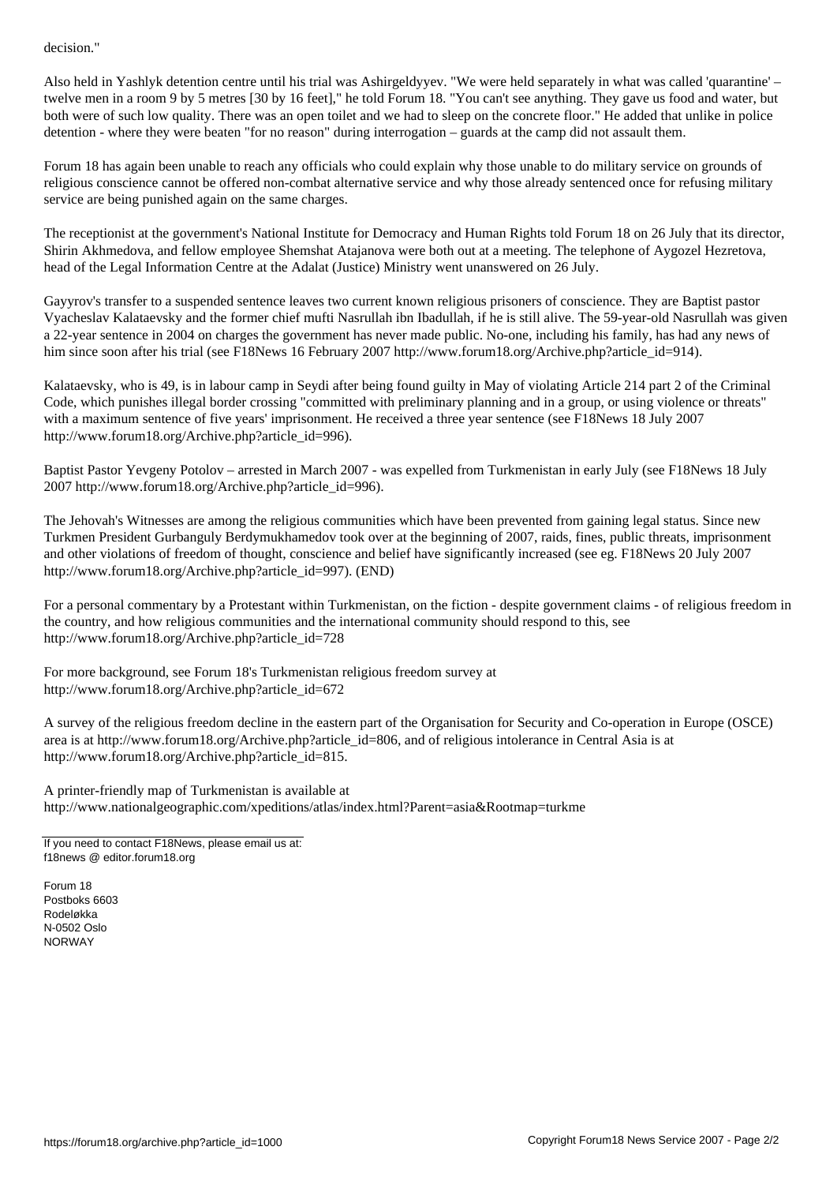decision."

Also held in Yashlyk detention centre until his trial was Ashirgeldyyev. "We were held separately in what was called 'quarantine' – twelve men in a room 9 by 5 metres [30 by 16 feet]," he told Forum 18. "You can't see anything. They gave us food and water, but both were of such low quality. There was an open toilet and we had to sleep on the concrete floor." He added that unlike in police detention - where they were beaten "for no reason" during interrogation – guards at the camp did not assault them.

Forum 18 has again been unable to reach any officials who could explain why those unable to do military service on grounds of religious conscience cannot be offered non-combat alternative service and why those already sentenced once for refusing military service are being punished again on the same charges.

The receptionist at the government's National Institute for Democracy and Human Rights told Forum 18 on 26 July that its director, Shirin Akhmedova, and fellow employee Shemshat Atajanova were both out at a meeting. The telephone of Aygozel Hezretova, head of the Legal Information Centre at the Adalat (Justice) Ministry went unanswered on 26 July.

Gayyrov's transfer to a suspended sentence leaves two current known religious prisoners of conscience. They are Baptist pastor Vyacheslav Kalataevsky and the former chief mufti Nasrullah ibn Ibadullah, if he is still alive. The 59-year-old Nasrullah was given a 22-year sentence in 2004 on charges the government has never made public. No-one, including his family, has had any news of him since soon after his trial (see F18News 16 February 2007 http://www.forum18.org/Archive.php?article_id=914).

Kalataevsky, who is 49, is in labour camp in Seydi after being found guilty in May of violating Article 214 part 2 of the Criminal Code, which punishes illegal border crossing "committed with preliminary planning and in a group, or using violence or threats" with a maximum sentence of five years' imprisonment. He received a three year sentence (see F18News 18 July 2007 http://www.forum18.org/Archive.php?article_id=996).

Baptist Pastor Yevgeny Potolov – arrested in March 2007 - was expelled from Turkmenistan in early July (see F18News 18 July 2007 http://www.forum18.org/Archive.php?article_id=996).

The Jehovah's Witnesses are among the religious communities which have been prevented from gaining legal status. Since new Turkmen President Gurbanguly Berdymukhamedov took over at the beginning of 2007, raids, fines, public threats, imprisonment and other violations of freedom of thought, conscience and belief have significantly increased (see eg. F18News 20 July 2007 http://www.forum18.org/Archive.php?article_id=997). (END)

For a personal commentary by a Protestant within Turkmenistan, on the fiction - despite government claims - of religious freedom in the country, and how religious communities and the international community should respond to this, see http://www.forum18.org/Archive.php?article_id=728

For more background, see Forum 18's Turkmenistan religious freedom survey at http://www.forum18.org/Archive.php?article_id=672

A survey of the religious freedom decline in the eastern part of the Organisation for Security and Co-operation in Europe (OSCE) area is at http://www.forum18.org/Archive.php?article_id=806, and of religious intolerance in Central Asia is at http://www.forum18.org/Archive.php?article_id=815.

A printer-friendly map of Turkmenistan is available at http://www.nationalgeographic.com/xpeditions/atlas/index.html?Parent=asia&Rootmap=turkme

---

If you need to contact F18News, please email us at:
f18news @ editor.forum18.org

Forum 18
Postboks 6603
Rodeløkka
N-0502 Oslo
NORWAY